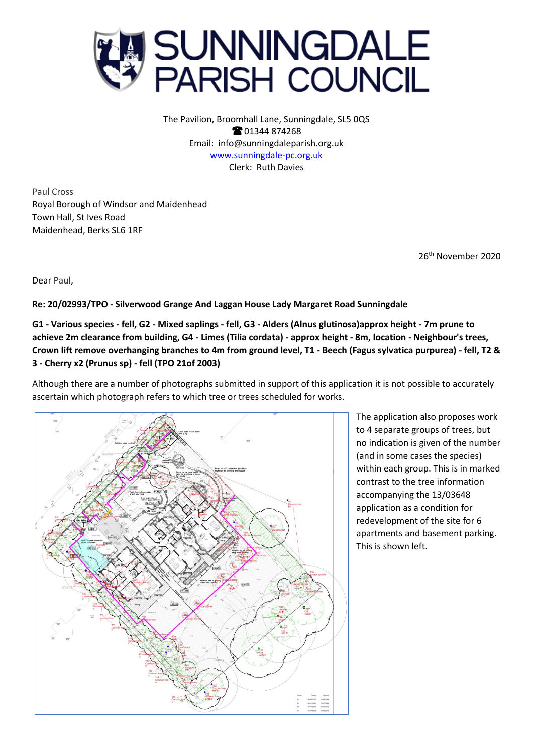# SUNNINGDALE PARISH COUNCIL

The Pavilion, Broomhall Lane, Sunningdale, SL5 0QS
☎ 01344 874268
Email: info@sunningdaleparish.org.uk
www.sunningdale-pc.org.uk
Clerk: Ruth Davies

Paul Cross
Royal Borough of Windsor and Maidenhead
Town Hall, St Ives Road
Maidenhead, Berks SL6 1RF

26th November 2020

Dear Paul,

**Re: 20/02993/TPO - Silverwood Grange And Laggan House Lady Margaret Road Sunningdale**

**G1 - Various species - fell, G2 - Mixed saplings - fell, G3 - Alders (Alnus glutinosa)approx height - 7m prune to achieve 2m clearance from building, G4 - Limes (Tilia cordata) - approx height - 8m, location - Neighbour's trees, Crown lift remove overhanging branches to 4m from ground level, T1 - Beech (Fagus sylvatica purpurea) - fell, T2 & 3 - Cherry x2 (Prunus sp) - fell (TPO 21of 2003)**

Although there are a number of photographs submitted in support of this application it is not possible to accurately ascertain which photograph refers to which tree or trees scheduled for works.

The application also proposes work to 4 separate groups of trees, but no indication is given of the number (and in some cases the species) within each group. This is in marked contrast to the tree information accompanying the 13/03648 application as a condition for redevelopment of the site for 6 apartments and basement parking. This is shown left.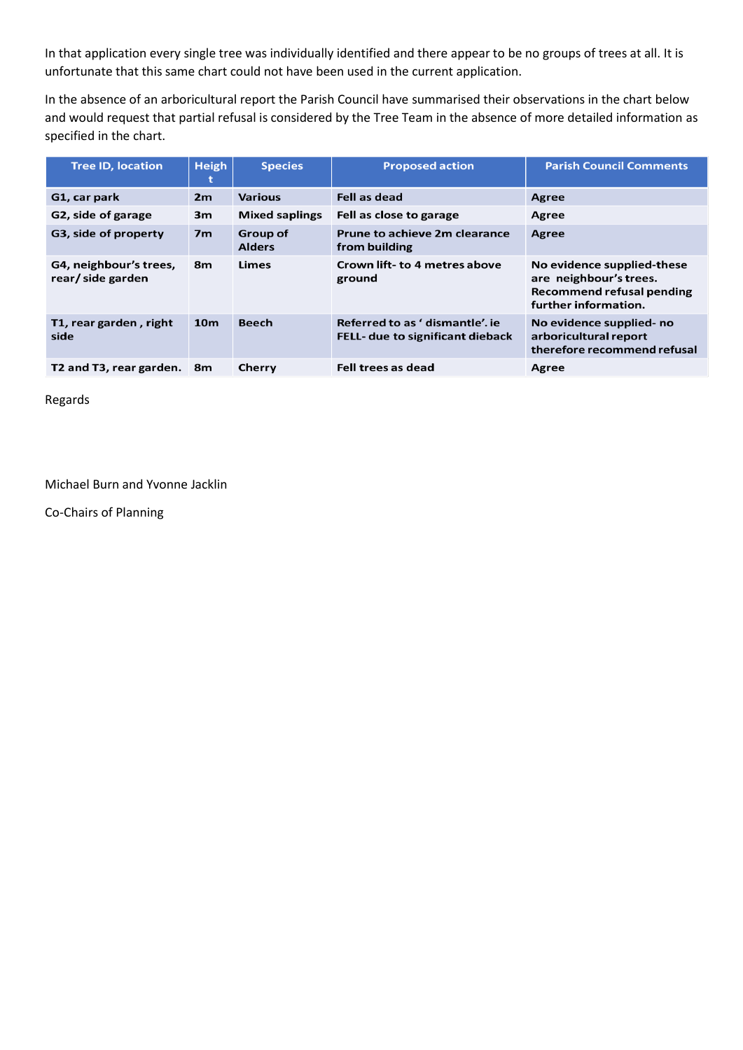In that application every single tree was individually identified and there appear to be no groups of trees at all. It is unfortunate that this same chart could not have been used in the current application.

In the absence of an arboricultural report the Parish Council have summarised their observations in the chart below and would request that partial refusal is considered by the Tree Team in the absence of more detailed information as specified in the chart.

| Tree ID, location | Height | Species | Proposed action | Parish Council Comments |
|---|---|---|---|---|
| G1, car park | 2m | Various | Fell as dead | Agree |
| G2, side of garage | 3m | Mixed saplings | Fell as close to garage | Agree |
| G3, side of property | 7m | Group of Alders | Prune to achieve 2m clearance from building | Agree |
| G4, neighbour's trees, rear/ side garden | 8m | Limes | Crown lift- to 4 metres above ground | No evidence supplied-these are neighbour's trees. Recommend refusal pending further information. |
| T1, rear garden , right side | 10m | Beech | Referred to as ' dismantle'. ie FELL- due to significant dieback | No evidence supplied- no arboricultural report therefore recommend refusal |
| T2 and T3, rear garden. | 8m | Cherry | Fell trees as dead | Agree |

Regards

Michael Burn and Yvonne Jacklin

Co-Chairs of Planning